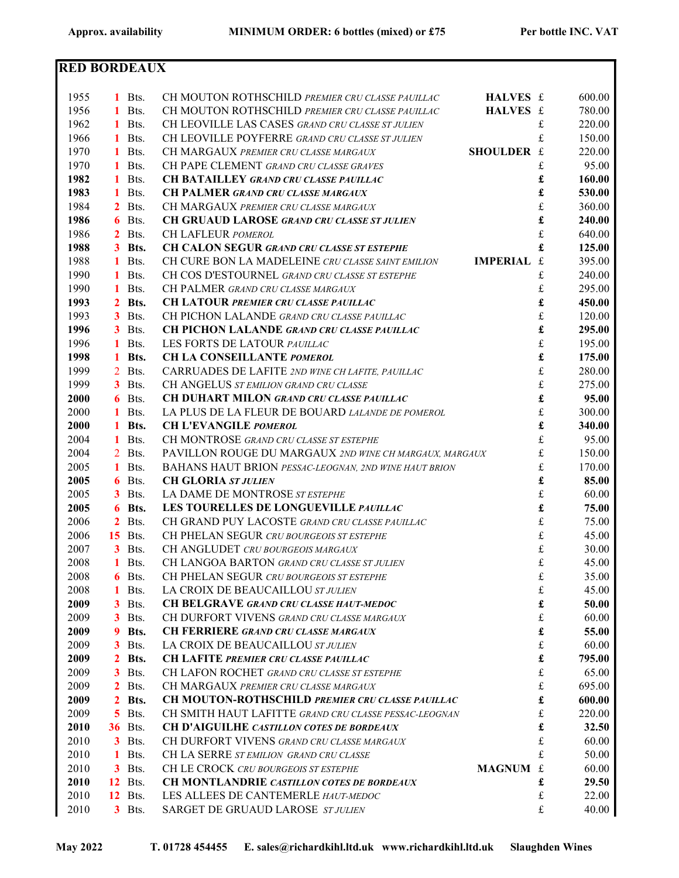Approx. availability | MINIMUM ORDER: 6 bottles (mixed) or £75 | Per bottle INC. VAT

## RED BORDEAUX

| Vintage | Qty | | Wine | Format | | Price |
|---|---|---|---|---|---|---|
| 1955 | 1 | Bts. | CH MOUTON ROTHSCHILD *PREMIER CRU CLASSE PAUILLAC* | **HALVES** | £ | 600.00 |
| 1956 | 1 | Bts. | CH MOUTON ROTHSCHILD *PREMIER CRU CLASSE PAUILLAC* | **HALVES** | £ | 780.00 |
| 1962 | 1 | Bts. | CH LEOVILLE LAS CASES *GRAND CRU CLASSE ST JULIEN* | | £ | 220.00 |
| 1966 | 1 | Bts. | CH LEOVILLE POYFERRE *GRAND CRU CLASSE ST JULIEN* | | £ | 150.00 |
| 1970 | 1 | Bts. | CH MARGAUX *PREMIER CRU CLASSE MARGAUX* | **SHOULDER** | £ | 220.00 |
| 1970 | 1 | Bts. | CH PAPE CLEMENT *GRAND CRU CLASSE GRAVES* | | £ | 95.00 |
| **1982** | **1** | **Bts.** | **CH BATAILLEY *GRAND CRU CLASSE PAUILLAC*** | | **£** | **160.00** |
| **1983** | **1** | **Bts.** | **CH PALMER *GRAND CRU CLASSE MARGAUX*** | | **£** | **530.00** |
| 1984 | 2 | Bts. | CH MARGAUX *PREMIER CRU CLASSE MARGAUX* | | £ | 360.00 |
| **1986** | **6** | **Bts.** | **CH GRUAUD LAROSE *GRAND CRU CLASSE ST JULIEN*** | | **£** | **240.00** |
| 1986 | 2 | Bts. | CH LAFLEUR *POMEROL* | | £ | 640.00 |
| **1988** | **3** | **Bts.** | **CH CALON SEGUR *GRAND CRU CLASSE ST ESTEPHE*** | | **£** | **125.00** |
| 1988 | 1 | Bts. | CH CURE BON LA MADELEINE *CRU CLASSE SAINT EMILION* | **IMPERIAL** | £ | 395.00 |
| 1990 | 1 | Bts. | CH COS D'ESTOURNEL *GRAND CRU CLASSE ST ESTEPHE* | | £ | 240.00 |
| 1990 | 1 | Bts. | CH PALMER *GRAND CRU CLASSE MARGAUX* | | £ | 295.00 |
| **1993** | **2** | **Bts.** | **CH LATOUR *PREMIER CRU CLASSE PAUILLAC*** | | **£** | **450.00** |
| 1993 | 3 | Bts. | CH PICHON LALANDE *GRAND CRU CLASSE PAUILLAC* | | £ | 120.00 |
| **1996** | **3** | **Bts.** | **CH PICHON LALANDE *GRAND CRU CLASSE PAUILLAC*** | | **£** | **295.00** |
| 1996 | 1 | Bts. | LES FORTS DE LATOUR *PAUILLAC* | | £ | 195.00 |
| **1998** | **1** | **Bts.** | **CH LA CONSEILLANTE *POMEROL*** | | **£** | **175.00** |
| 1999 | 2 | Bts. | CARRUADES DE LAFITE *2ND WINE CH LAFITE, PAUILLAC* | | £ | 280.00 |
| 1999 | 3 | Bts. | CH ANGELUS *ST EMILION GRAND CRU CLASSE* | | £ | 275.00 |
| **2000** | **6** | **Bts.** | **CH DUHART MILON *GRAND CRU CLASSE PAUILLAC*** | | **£** | **95.00** |
| 2000 | 1 | Bts. | LA PLUS DE LA FLEUR DE BOUARD *LALANDE DE POMEROL* | | £ | 300.00 |
| **2000** | **1** | **Bts.** | **CH L'EVANGILE *POMEROL*** | | **£** | **340.00** |
| 2004 | 1 | Bts. | CH MONTROSE *GRAND CRU CLASSE ST ESTEPHE* | | £ | 95.00 |
| 2004 | 2 | Bts. | PAVILLON ROUGE DU MARGAUX *2ND WINE CH MARGAUX, MARGAUX* | | £ | 150.00 |
| 2005 | 1 | Bts. | BAHANS HAUT BRION *PESSAC-LEOGNAN, 2ND WINE HAUT BRION* | | £ | 170.00 |
| **2005** | **6** | **Bts.** | **CH GLORIA *ST JULIEN*** | | **£** | **85.00** |
| 2005 | 3 | Bts. | LA DAME DE MONTROSE *ST ESTEPHE* | | £ | 60.00 |
| **2005** | **6** | **Bts.** | **LES TOURELLES DE LONGUEVILLE *PAUILLAC*** | | **£** | **75.00** |
| 2006 | 2 | Bts. | CH GRAND PUY LACOSTE *GRAND CRU CLASSE PAUILLAC* | | £ | 75.00 |
| 2006 | 15 | Bts. | CH PHELAN SEGUR *CRU BOURGEOIS ST ESTEPHE* | | £ | 45.00 |
| 2007 | 3 | Bts. | CH ANGLUDET *CRU BOURGEOIS MARGAUX* | | £ | 30.00 |
| 2008 | 1 | Bts. | CH LANGOA BARTON *GRAND CRU CLASSE ST JULIEN* | | £ | 45.00 |
| 2008 | 6 | Bts. | CH PHELAN SEGUR *CRU BOURGEOIS ST ESTEPHE* | | £ | 35.00 |
| 2008 | 1 | Bts. | LA CROIX DE BEAUCAILLOU *ST JULIEN* | | £ | 45.00 |
| **2009** | **3** | **Bts.** | **CH BELGRAVE *GRAND CRU CLASSE HAUT-MEDOC*** | | **£** | **50.00** |
| 2009 | 3 | Bts. | CH DURFORT VIVENS *GRAND CRU CLASSE MARGAUX* | | £ | 60.00 |
| **2009** | **9** | **Bts.** | **CH FERRIERE *GRAND CRU CLASSE MARGAUX*** | | **£** | **55.00** |
| 2009 | 3 | Bts. | LA CROIX DE BEAUCAILLOU *ST JULIEN* | | £ | 60.00 |
| **2009** | **2** | **Bts.** | **CH LAFITE *PREMIER CRU CLASSE PAUILLAC*** | | **£** | **795.00** |
| 2009 | 3 | Bts. | CH LAFON ROCHET *GRAND CRU CLASSE ST ESTEPHE* | | £ | 65.00 |
| 2009 | 2 | Bts. | CH MARGAUX *PREMIER CRU CLASSE MARGAUX* | | £ | 695.00 |
| **2009** | **2** | **Bts.** | **CH MOUTON-ROTHSCHILD *PREMIER CRU CLASSE PAUILLAC*** | | **£** | **600.00** |
| 2009 | 5 | Bts. | CH SMITH HAUT LAFITTE *GRAND CRU CLASSE PESSAC-LEOGNAN* | | £ | 220.00 |
| **2010** | **36** | **Bts.** | **CH D'AIGUILHE *CASTILLON COTES DE BORDEAUX*** | | **£** | **32.50** |
| 2010 | 3 | Bts. | CH DURFORT VIVENS *GRAND CRU CLASSE MARGAUX* | | £ | 60.00 |
| 2010 | 1 | Bts. | CH LA SERRE *ST EMILION GRAND CRU CLASSE* | | £ | 50.00 |
| 2010 | 3 | Bts. | CH LE CROCK *CRU BOURGEOIS ST ESTEPHE* | **MAGNUM** | £ | 60.00 |
| **2010** | **12** | **Bts.** | **CH MONTLANDRIE *CASTILLON COTES DE BORDEAUX*** | | **£** | **29.50** |
| 2010 | 12 | Bts. | LES ALLEES DE CANTEMERLE *HAUT-MEDOC* | | £ | 22.00 |
| 2010 | 3 | Bts. | SARGET DE GRUAUD LAROSE *ST JULIEN* | | £ | 40.00 |

May 2022 T. 01728 454455 E. sales@richardkihl.ltd.uk www.richardkihl.ltd.uk Slaughden Wines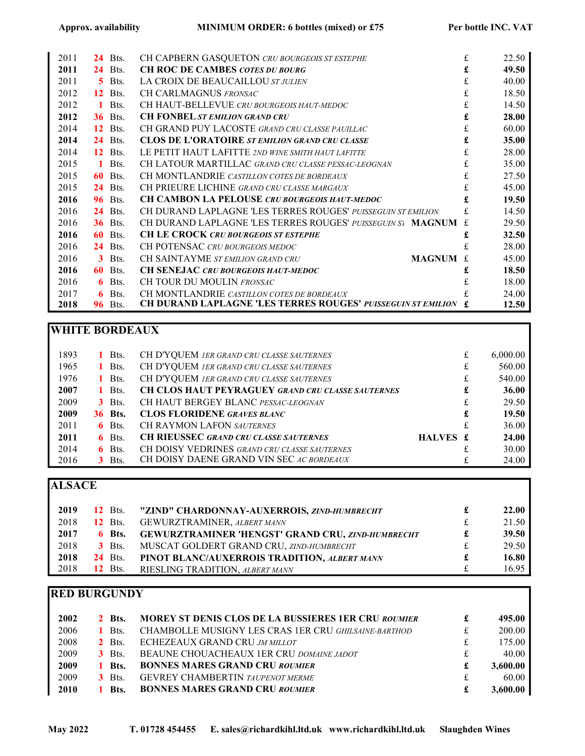Approx. availability | MINIMUM ORDER: 6 bottles (mixed) or £75 | Per bottle INC. VAT

| Vintage | Qty | | Wine | | | Price |
|---|---|---|---|---|---|---|
| 2011 | 24 | Bts. | CH CAPBERN GASQUETON *CRU BOURGEOIS ST ESTEPHE* | | £ | 22.50 |
| **2011** | **24** | Bts. | **CH ROC DE CAMBES *COTES DU BOURG*** | | **£** | **49.50** |
| 2011 | 5 | Bts. | LA CROIX DE BEAUCAILLOU *ST JULIEN* | | £ | 40.00 |
| 2012 | 12 | Bts. | CH CARLMAGNUS *FRONSAC* | | £ | 18.50 |
| 2012 | 1 | Bts. | CH HAUT-BELLEVUE *CRU BOURGEOIS HAUT-MEDOC* | | £ | 14.50 |
| **2012** | **36** | Bts. | **CH FONBEL *ST EMILION GRAND CRU*** | | **£** | **28.00** |
| 2014 | 12 | Bts. | CH GRAND PUY LACOSTE *GRAND CRU CLASSE PAUILLAC* | | £ | 60.00 |
| **2014** | **24** | Bts. | **CLOS DE L'ORATOIRE *ST EMILION GRAND CRU CLASSE*** | | **£** | **35.00** |
| 2014 | 12 | Bts. | LE PETIT HAUT LAFITTE *2ND WINE SMITH HAUT LAFITTE* | | £ | 28.00 |
| 2015 | 1 | Bts. | CH LATOUR MARTILLAC *GRAND CRU CLASSE PESSAC-LEOGNAN* | | £ | 35.00 |
| 2015 | 60 | Bts. | CH MONTLANDRIE *CASTILLON COTES DE BORDEAUX* | | £ | 27.50 |
| 2015 | 24 | Bts. | CH PRIEURE LICHINE *GRAND CRU CLASSE MARGAUX* | | £ | 45.00 |
| **2016** | **96** | Bts. | **CH CAMBON LA PELOUSE *CRU BOURGEOIS HAUT-MEDOC*** | | **£** | **19.50** |
| 2016 | 24 | Bts. | CH DURAND LAPLAGNE 'LES TERRES ROUGES' *PUISSEGUIN ST EMILION* | | £ | 14.50 |
| 2016 | 36 | Bts. | CH DURAND LAPLAGNE 'LES TERRES ROUGES' *PUISSEGUIN ST* | **MAGNUM** | £ | 29.50 |
| **2016** | **60** | Bts. | **CH LE CROCK *CRU BOURGEOIS ST ESTEPHE*** | | **£** | **32.50** |
| 2016 | 24 | Bts. | CH POTENSAC *CRU BOURGEOIS MEDOC* | | £ | 28.00 |
| 2016 | 3 | Bts. | CH SAINTAYME *ST EMILION GRAND CRU* | **MAGNUM** | £ | 45.00 |
| **2016** | **60** | Bts. | **CH SENEJAC *CRU BOURGEOIS HAUT-MEDOC*** | | **£** | **18.50** |
| 2016 | 6 | Bts. | CH TOUR DU MOULIN *FRONSAC* | | £ | 18.00 |
| 2017 | 6 | Bts. | CH MONTLANDRIE *CASTILLON COTES DE BORDEAUX* | | £ | 24.00 |
| **2018** | **96** | Bts. | **CH DURAND LAPLAGNE 'LES TERRES ROUGES' *PUISSEGUIN ST EMILION*** | | **£** | **12.50** |

## WHITE BORDEAUX

| Vintage | Qty | | Wine | | | Price |
|---|---|---|---|---|---|---|
| 1893 | 1 | Bts. | CH D'YQUEM *1ER GRAND CRU CLASSE SAUTERNES* | | £ | 6,000.00 |
| 1965 | 1 | Bts. | CH D'YQUEM *1ER GRAND CRU CLASSE SAUTERNES* | | £ | 560.00 |
| 1976 | 1 | Bts. | CH D'YQUEM *1ER GRAND CRU CLASSE SAUTERNES* | | £ | 540.00 |
| **2007** | **1** | Bts. | **CH CLOS HAUT PEYRAGUEY *GRAND CRU CLASSE SAUTERNES*** | | **£** | **36.00** |
| 2009 | 3 | Bts. | CH HAUT BERGEY BLANC *PESSAC-LEOGNAN* | | £ | 29.50 |
| **2009** | **36** | **Bts.** | **CLOS FLORIDENE *GRAVES BLANC*** | | **£** | **19.50** |
| 2011 | 6 | Bts. | CH RAYMON LAFON *SAUTERNES* | | £ | 36.00 |
| **2011** | **6** | Bts. | **CH RIEUSSEC *GRAND CRU CLASSE SAUTERNES*** | **HALVES** | **£** | **24.00** |
| 2014 | 6 | Bts. | CH DOISY VEDRINES *GRAND CRU CLASSE SAUTERNES* | | £ | 30.00 |
| 2016 | 3 | Bts. | CH DOISY DAENE GRAND VIN SEC *AC BORDEAUX* | | £ | 24.00 |

## ALSACE

| Vintage | Qty | | Wine | | Price |
|---|---|---|---|---|---|
| **2019** | **12** | Bts. | **"ZIND" CHARDONNAY-AUXERROIS, *ZIND-HUMBRECHT*** | **£** | **22.00** |
| 2018 | 12 | Bts. | GEWURZTRAMINER, *ALBERT MANN* | £ | 21.50 |
| **2017** | **6** | **Bts.** | **GEWURZTRAMINER 'HENGST' GRAND CRU, *ZIND-HUMBRECHT*** | **£** | **39.50** |
| 2018 | 3 | Bts. | MUSCAT GOLDERT GRAND CRU, *ZIND-HUMBRECHT* | £ | 29.50 |
| **2018** | **24** | Bts. | **PINOT BLANC/AUXERROIS TRADITION, *ALBERT MANN*** | **£** | **16.80** |
| 2018 | 12 | Bts. | RIESLING TRADITION, *ALBERT MANN* | £ | 16.95 |

## RED BURGUNDY

| Vintage | Qty | | Wine | | Price |
|---|---|---|---|---|---|
| **2002** | **2** | **Bts.** | **MOREY ST DENIS CLOS DE LA BUSSIERES 1ER CRU *ROUMIER*** | **£** | **495.00** |
| 2006 | 1 | Bts. | CHAMBOLLE MUSIGNY LES CRAS 1ER CRU *GHILSAINE-BARTHOD* | £ | 200.00 |
| 2008 | 2 | Bts. | ECHEZEAUX GRAND CRU *JM MILLOT* | £ | 175.00 |
| 2009 | 3 | Bts. | BEAUNE CHOUACHEAUX 1ER CRU *DOMAINE JADOT* | £ | 40.00 |
| **2009** | **1** | **Bts.** | **BONNES MARES GRAND CRU *ROUMIER*** | **£** | **3,600.00** |
| 2009 | 3 | Bts. | GEVREY CHAMBERTIN *TAUPENOT MERME* | £ | 60.00 |
| **2010** | **1** | **Bts.** | **BONNES MARES GRAND CRU *ROUMIER*** | **£** | **3,600.00** |

May 2022 T. 01728 454455 E. sales@richardkihl.ltd.uk www.richardkihl.ltd.uk Slaughden Wines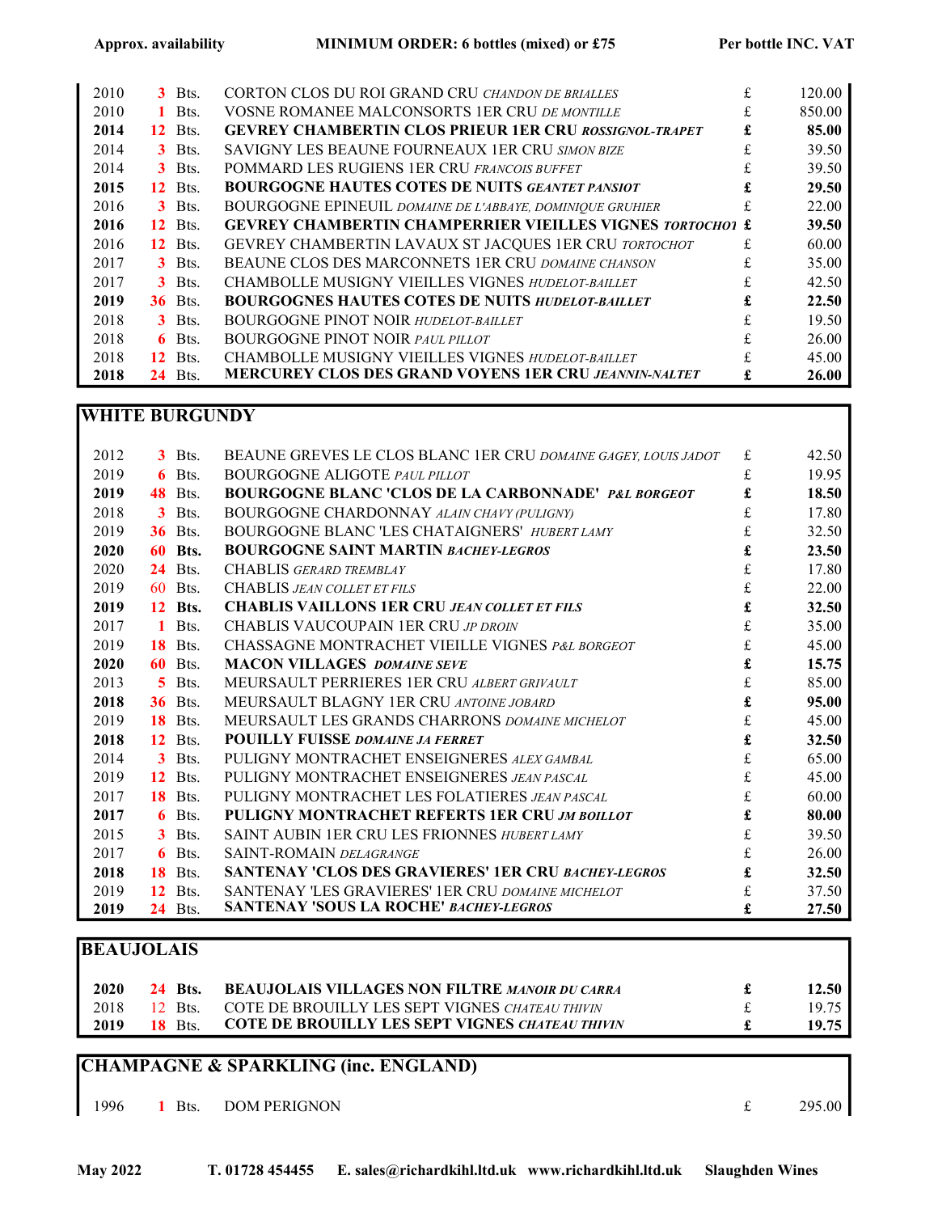| Approx. availability | | | MINIMUM ORDER: 6 bottles (mixed) or £75 | Per bottle INC. VAT | |
|---|---|---|---|---|---|
| 2010 | 3 | Bts. | CORTON CLOS DU ROI GRAND CRU *CHANDON DE BRIALLES* | £ | 120.00 |
| 2010 | 1 | Bts. | VOSNE ROMANEE MALCONSORTS 1ER CRU *DE MONTILLE* | £ | 850.00 |
| **2014** | **12** | Bts. | **GEVREY CHAMBERTIN CLOS PRIEUR 1ER CRU *ROSSIGNOL-TRAPET*** | **£** | **85.00** |
| 2014 | 3 | Bts. | SAVIGNY LES BEAUNE FOURNEAUX 1ER CRU *SIMON BIZE* | £ | 39.50 |
| 2014 | 3 | Bts. | POMMARD LES RUGIENS 1ER CRU *FRANCOIS BUFFET* | £ | 39.50 |
| **2015** | **12** | Bts. | **BOURGOGNE HAUTES COTES DE NUITS *GEANTET PANSIOT*** | **£** | **29.50** |
| 2016 | 3 | Bts. | BOURGOGNE EPINEUIL *DOMAINE DE L'ABBAYE, DOMINIQUE GRUHIER* | £ | 22.00 |
| **2016** | **12** | Bts. | **GEVREY CHAMBERTIN CHAMPERRIER VIEILLES VIGNES *TORTOCHOT*** | **£** | **39.50** |
| 2016 | 12 | Bts. | GEVREY CHAMBERTIN LAVAUX ST JACQUES 1ER CRU *TORTOCHOT* | £ | 60.00 |
| 2017 | 3 | Bts. | BEAUNE CLOS DES MARCONNETS 1ER CRU *DOMAINE CHANSON* | £ | 35.00 |
| 2017 | 3 | Bts. | CHAMBOLLE MUSIGNY VIEILLES VIGNES *HUDELOT-BAILLET* | £ | 42.50 |
| **2019** | **36** | Bts. | **BOURGOGNE HAUTES COTES DE NUITS *HUDELOT-BAILLET*** | **£** | **22.50** |
| 2018 | 3 | Bts. | BOURGOGNE PINOT NOIR *HUDELOT-BAILLET* | £ | 19.50 |
| 2018 | 6 | Bts. | BOURGOGNE PINOT NOIR *PAUL PILLOT* | £ | 26.00 |
| 2018 | 12 | Bts. | CHAMBOLLE MUSIGNY VIEILLES VIGNES *HUDELOT-BAILLET* | £ | 45.00 |
| **2018** | **24** | Bts. | **MERCUREY CLOS DES GRAND VOYENS 1ER CRU *JEANNIN-NALTET*** | **£** | **26.00** |

## WHITE BURGUNDY

| | | | | | |
|---|---|---|---|---|---|
| 2012 | 3 | Bts. | BEAUNE GREVES LE CLOS BLANC 1ER CRU *DOMAINE GAGEY, LOUIS JADOT* | £ | 42.50 |
| 2019 | 6 | Bts. | BOURGOGNE ALIGOTE *PAUL PILLOT* | £ | 19.95 |
| **2019** | **48** | Bts. | **BOURGOGNE BLANC 'CLOS DE LA CARBONNADE' *P&L BORGEOT*** | **£** | **18.50** |
| 2018 | 3 | Bts. | BOURGOGNE CHARDONNAY *ALAIN CHAVY (PULIGNY)* | £ | 17.80 |
| 2019 | 36 | Bts. | BOURGOGNE BLANC 'LES CHATAIGNERS' *HUBERT LAMY* | £ | 32.50 |
| **2020** | **60** | **Bts.** | **BOURGOGNE SAINT MARTIN *BACHEY-LEGROS*** | **£** | **23.50** |
| 2020 | 24 | Bts. | CHABLIS *GERARD TREMBLAY* | £ | 17.80 |
| 2019 | 60 | Bts. | CHABLIS *JEAN COLLET ET FILS* | £ | 22.00 |
| **2019** | **12** | **Bts.** | **CHABLIS VAILLONS 1ER CRU *JEAN COLLET ET FILS*** | **£** | **32.50** |
| 2017 | 1 | Bts. | CHABLIS VAUCOUPAIN 1ER CRU *JP DROIN* | £ | 35.00 |
| 2019 | 18 | Bts. | CHASSAGNE MONTRACHET VIEILLE VIGNES *P&L BORGEOT* | £ | 45.00 |
| **2020** | **60** | Bts. | **MACON VILLAGES *DOMAINE SEVE*** | **£** | **15.75** |
| 2013 | 5 | Bts. | MEURSAULT PERRIERES 1ER CRU *ALBERT GRIVAULT* | £ | 85.00 |
| **2018** | **36** | Bts. | MEURSAULT BLAGNY 1ER CRU *ANTOINE JOBARD* | **£** | **95.00** |
| 2019 | 18 | Bts. | MEURSAULT LES GRANDS CHARRONS *DOMAINE MICHELOT* | £ | 45.00 |
| **2018** | **12** | Bts. | **POUILLY FUISSE *DOMAINE JA FERRET*** | **£** | **32.50** |
| 2014 | 3 | Bts. | PULIGNY MONTRACHET ENSEIGNERES *ALEX GAMBAL* | £ | 65.00 |
| 2019 | 12 | Bts. | PULIGNY MONTRACHET ENSEIGNERES *JEAN PASCAL* | £ | 45.00 |
| 2017 | 18 | Bts. | PULIGNY MONTRACHET LES FOLATIERES *JEAN PASCAL* | £ | 60.00 |
| **2017** | **6** | Bts. | **PULIGNY MONTRACHET REFERTS 1ER CRU *JM BOILLOT*** | **£** | **80.00** |
| 2015 | 3 | Bts. | SAINT AUBIN 1ER CRU LES FRIONNES *HUBERT LAMY* | £ | 39.50 |
| 2017 | 6 | Bts. | SAINT-ROMAIN *DELAGRANGE* | £ | 26.00 |
| **2018** | **18** | Bts. | **SANTENAY 'CLOS DES GRAVIERES' 1ER CRU *BACHEY-LEGROS*** | **£** | **32.50** |
| 2019 | 12 | Bts. | SANTENAY 'LES GRAVIERES' 1ER CRU *DOMAINE MICHELOT* | £ | 37.50 |
| **2019** | **24** | Bts. | **SANTENAY 'SOUS LA ROCHE' *BACHEY-LEGROS*** | **£** | **27.50** |

## BEAUJOLAIS

| | | | | | |
|---|---|---|---|---|---|
| **2020** | **24** | **Bts.** | **BEAUJOLAIS VILLAGES NON FILTRE *MANOIR DU CARRA*** | **£** | **12.50** |
| 2018 | 12 | Bts. | COTE DE BROUILLY LES SEPT VIGNES *CHATEAU THIVIN* | £ | 19.75 |
| **2019** | **18** | Bts. | **COTE DE BROUILLY LES SEPT VIGNES *CHATEAU THIVIN*** | **£** | **19.75** |

## CHAMPAGNE & SPARKLING (inc. ENGLAND)

| | | | | | |
|---|---|---|---|---|---|
| 1996 | 1 | Bts. | DOM PERIGNON | £ | 295.00 |

May 2022 T. 01728 454455 E. sales@richardkihl.ltd.uk www.richardkihl.ltd.uk Slaughden Wines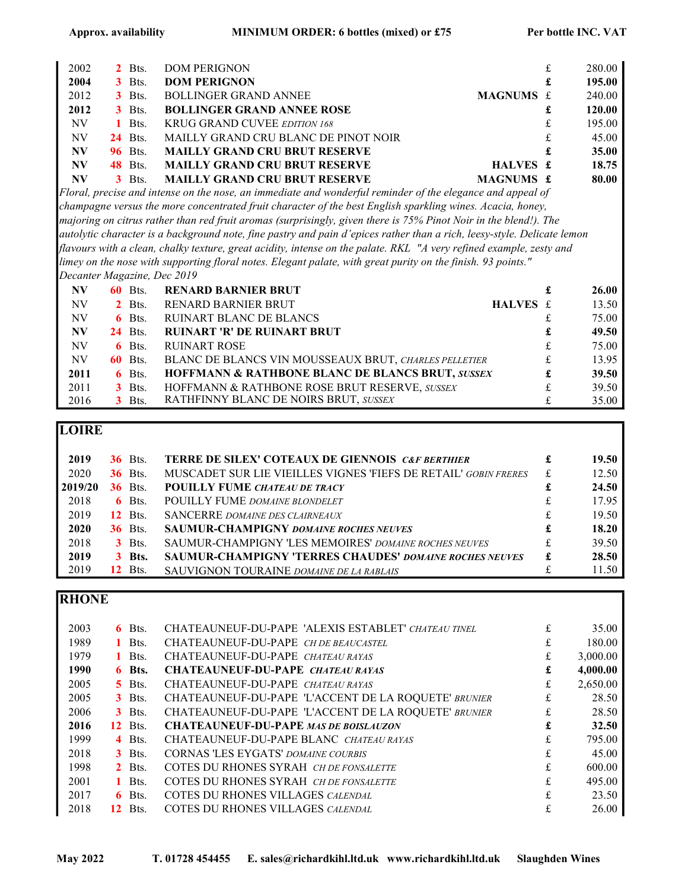| Approx. availability | | MINIMUM ORDER: 6 bottles (mixed) or £75 | | | Per bottle INC. VAT |
|---|---|---|---|---|---|
| 2002 | 2 Bts. | DOM PERIGNON | | £ | 280.00 |
| **2004** | **3 Bts.** | **DOM PERIGNON** | | **£** | **195.00** |
| 2012 | 3 Bts. | BOLLINGER GRAND ANNEE | **MAGNUMS** | £ | 240.00 |
| **2012** | **3 Bts.** | **BOLLINGER GRAND ANNEE ROSE** | | **£** | **120.00** |
| NV | 1 Bts. | KRUG GRAND CUVEE *EDITION 168* | | £ | 195.00 |
| NV | 24 Bts. | MAILLY GRAND CRU BLANC DE PINOT NOIR | | £ | 45.00 |
| **NV** | **96 Bts.** | **MAILLY GRAND CRU BRUT RESERVE** | | **£** | **35.00** |
| **NV** | **48 Bts.** | **MAILLY GRAND CRU BRUT RESERVE** | **HALVES** | **£** | **18.75** |
| **NV** | **3 Bts.** | **MAILLY GRAND CRU BRUT RESERVE** | **MAGNUMS** | **£** | **80.00** |

*Floral, precise and intense on the nose, an immediate and wonderful reminder of the elegance and appeal of champagne versus the more concentrated fruit character of the best English sparkling wines. Acacia, honey, majoring on citrus rather than red fruit aromas (surprisingly, given there is 75% Pinot Noir in the blend!). The autolytic character is a background note, fine pastry and pain d'epices rather than a rich, leesy-style. Delicate lemon flavours with a clean, chalky texture, great acidity, intense on the palate. RKL "A very refined example, zesty and limey on the nose with supporting floral notes. Elegant palate, with great purity on the finish. 93 points." Decanter Magazine, Dec 2019*

| | | | | | |
|---|---|---|---|---|---|
| **NV** | **60 Bts.** | **RENARD BARNIER BRUT** | | **£** | **26.00** |
| NV | 2 Bts. | RENARD BARNIER BRUT | **HALVES** | £ | 13.50 |
| NV | 6 Bts. | RUINART BLANC DE BLANCS | | £ | 75.00 |
| **NV** | **24 Bts.** | **RUINART 'R' DE RUINART BRUT** | | **£** | **49.50** |
| NV | 6 Bts. | RUINART ROSE | | £ | 75.00 |
| NV | 60 Bts. | BLANC DE BLANCS VIN MOUSSEAUX BRUT, *CHARLES PELLETIER* | | £ | 13.95 |
| **2011** | **6 Bts.** | **HOFFMANN & RATHBONE BLANC DE BLANCS BRUT, *SUSSEX*** | | **£** | **39.50** |
| 2011 | 3 Bts. | HOFFMANN & RATHBONE ROSE BRUT RESERVE, *SUSSEX* | | £ | 39.50 |
| 2016 | 3 Bts. | RATHFINNY BLANC DE NOIRS BRUT, *SUSSEX* | | £ | 35.00 |

## LOIRE

| | | | | |
|---|---|---|---|---|
| **2019** | **36 Bts.** | **TERRE DE SILEX' COTEAUX DE GIENNOIS *C&F BERTHIER*** | **£** | **19.50** |
| 2020 | 36 Bts. | MUSCADET SUR LIE VIEILLES VIGNES 'FIEFS DE RETAIL' *GOBIN FRERES* | £ | 12.50 |
| **2019/20** | **36 Bts.** | **POUILLY FUME *CHATEAU DE TRACY*** | **£** | **24.50** |
| 2018 | 6 Bts. | POUILLY FUME *DOMAINE BLONDELET* | £ | 17.95 |
| 2019 | 12 Bts. | SANCERRE *DOMAINE DES CLAIRNEAUX* | £ | 19.50 |
| **2020** | **36 Bts.** | **SAUMUR-CHAMPIGNY *DOMAINE ROCHES NEUVES*** | **£** | **18.20** |
| 2018 | 3 Bts. | SAUMUR-CHAMPIGNY 'LES MEMOIRES' *DOMAINE ROCHES NEUVES* | £ | 39.50 |
| **2019** | **3 Bts.** | **SAUMUR-CHAMPIGNY 'TERRES CHAUDES' *DOMAINE ROCHES NEUVES*** | **£** | **28.50** |
| 2019 | 12 Bts. | SAUVIGNON TOURAINE *DOMAINE DE LA RABLAIS* | £ | 11.50 |

## RHONE

| | | | | |
|---|---|---|---|---|
| 2003 | 6 Bts. | CHATEAUNEUF-DU-PAPE 'ALEXIS ESTABLET' *CHATEAU TINEL* | £ | 35.00 |
| 1989 | 1 Bts. | CHATEAUNEUF-DU-PAPE *CH DE BEAUCASTEL* | £ | 180.00 |
| 1979 | 1 Bts. | CHATEAUNEUF-DU-PAPE *CHATEAU RAYAS* | £ | 3,000.00 |
| **1990** | **6 Bts.** | **CHATEAUNEUF-DU-PAPE *CHATEAU RAYAS*** | **£** | **4,000.00** |
| 2005 | 5 Bts. | CHATEAUNEUF-DU-PAPE *CHATEAU RAYAS* | £ | 2,650.00 |
| 2005 | 3 Bts. | CHATEAUNEUF-DU-PAPE 'L'ACCENT DE LA ROQUETE' *BRUNIER* | £ | 28.50 |
| 2006 | 3 Bts. | CHATEAUNEUF-DU-PAPE 'L'ACCENT DE LA ROQUETE' *BRUNIER* | £ | 28.50 |
| **2016** | **12 Bts.** | **CHATEAUNEUF-DU-PAPE *MAS DE BOISLAUZON*** | **£** | **32.50** |
| 1999 | 4 Bts. | CHATEAUNEUF-DU-PAPE BLANC *CHATEAU RAYAS* | £ | 795.00 |
| 2018 | 3 Bts. | CORNAS 'LES EYGATS' *DOMAINE COURBIS* | £ | 45.00 |
| 1998 | 2 Bts. | COTES DU RHONES SYRAH *CH DE FONSALETTE* | £ | 600.00 |
| 2001 | 1 Bts. | COTES DU RHONES SYRAH *CH DE FONSALETTE* | £ | 495.00 |
| 2017 | 6 Bts. | COTES DU RHONES VILLAGES *CALENDAL* | £ | 23.50 |
| 2018 | 12 Bts. | COTES DU RHONES VILLAGES *CALENDAL* | £ | 26.00 |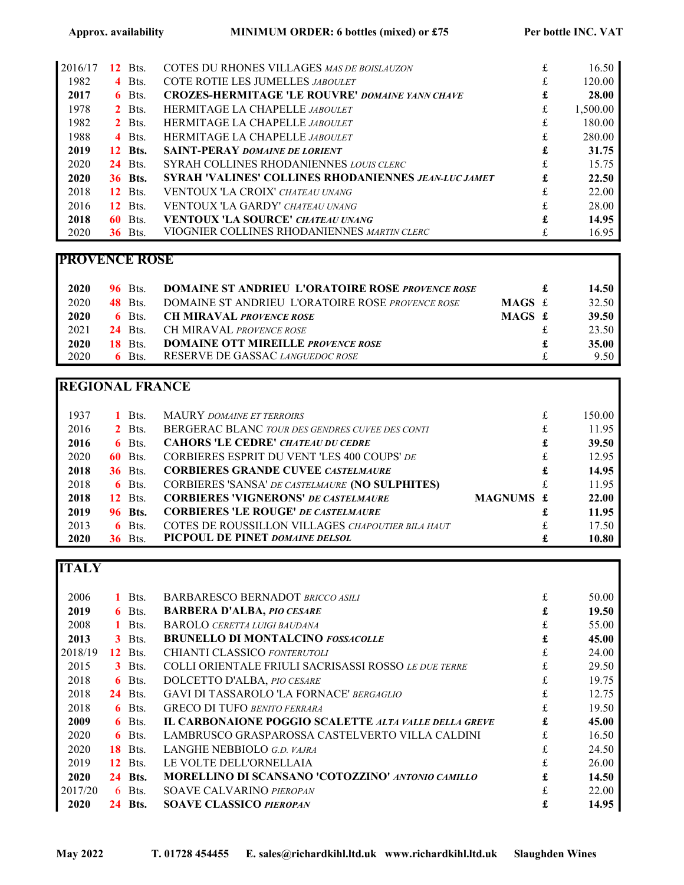**Approx. availability** **MINIMUM ORDER: 6 bottles (mixed) or £75** **Per bottle INC. VAT**

| Vintage | Qty | | Wine | | | Price |
|---|---|---|---|---|---|---|
| 2016/17 | 12 | Bts. | COTES DU RHONES VILLAGES *MAS DE BOISLAUZON* | | £ | 16.50 |
| 1982 | 4 | Bts. | COTE ROTIE LES JUMELLES *JABOULET* | | £ | 120.00 |
| **2017** | **6** | **Bts.** | **CROZES-HERMITAGE 'LE ROUVRE' *DOMAINE YANN CHAVE*** | | **£** | **28.00** |
| 1978 | 2 | Bts. | HERMITAGE LA CHAPELLE *JABOULET* | | £ | 1,500.00 |
| 1982 | 2 | Bts. | HERMITAGE LA CHAPELLE *JABOULET* | | £ | 180.00 |
| 1988 | 4 | Bts. | HERMITAGE LA CHAPELLE *JABOULET* | | £ | 280.00 |
| **2019** | **12** | **Bts.** | **SAINT-PERAY *DOMAINE DE LORIENT*** | | **£** | **31.75** |
| 2020 | 24 | Bts. | SYRAH COLLINES RHODANIENNES *LOUIS CLERC* | | £ | 15.75 |
| **2020** | **36** | **Bts.** | **SYRAH 'VALINES' COLLINES RHODANIENNES *JEAN-LUC JAMET*** | | **£** | **22.50** |
| 2018 | 12 | Bts. | VENTOUX 'LA CROIX' *CHATEAU UNANG* | | £ | 22.00 |
| 2016 | 12 | Bts. | VENTOUX 'LA GARDY' *CHATEAU UNANG* | | £ | 28.00 |
| **2018** | **60** | **Bts.** | **VENTOUX 'LA SOURCE' *CHATEAU UNANG*** | | **£** | **14.95** |
| 2020 | 36 | Bts. | VIOGNIER COLLINES RHODANIENNES *MARTIN CLERC* | | £ | 16.95 |

## PROVENCE ROSE

| Vintage | Qty | | Wine | | | Price |
|---|---|---|---|---|---|---|
| **2020** | **96** | **Bts.** | **DOMAINE ST ANDRIEU L'ORATOIRE ROSE *PROVENCE ROSE*** | | **£** | **14.50** |
| 2020 | 48 | Bts. | DOMAINE ST ANDRIEU L'ORATOIRE ROSE *PROVENCE ROSE* | **MAGS** | £ | 32.50 |
| **2020** | **6** | **Bts.** | **CH MIRAVAL *PROVENCE ROSE*** | **MAGS** | **£** | **39.50** |
| 2021 | 24 | Bts. | CH MIRAVAL *PROVENCE ROSE* | | £ | 23.50 |
| **2020** | **18** | **Bts.** | **DOMAINE OTT MIREILLE *PROVENCE ROSE*** | | **£** | **35.00** |
| 2020 | 6 | Bts. | RESERVE DE GASSAC *LANGUEDOC ROSE* | | £ | 9.50 |

## REGIONAL FRANCE

| Vintage | Qty | | Wine | | | Price |
|---|---|---|---|---|---|---|
| 1937 | 1 | Bts. | MAURY *DOMAINE ET TERROIRS* | | £ | 150.00 |
| 2016 | 2 | Bts. | BERGERAC BLANC *TOUR DES GENDRES CUVEE DES CONTI* | | £ | 11.95 |
| **2016** | **6** | **Bts.** | **CAHORS 'LE CEDRE' *CHATEAU DU CEDRE*** | | **£** | **39.50** |
| 2020 | 60 | Bts. | CORBIERES ESPRIT DU VENT 'LES 400 COUPS' *DE* | | £ | 12.95 |
| **2018** | **36** | **Bts.** | **CORBIERES GRANDE CUVEE *CASTELMAURE*** | | **£** | **14.95** |
| 2018 | 6 | Bts. | CORBIERES 'SANSA' *DE CASTELMAURE* **(NO SULPHITES)** | | £ | 11.95 |
| **2018** | **12** | **Bts.** | **CORBIERES 'VIGNERONS' *DE CASTELMAURE*** | **MAGNUMS** | **£** | **22.00** |
| **2019** | **96** | **Bts.** | **CORBIERES 'LE ROUGE' *DE CASTELMAURE*** | | **£** | **11.95** |
| 2013 | 6 | Bts. | COTES DE ROUSSILLON VILLAGES *CHAPOUTIER BILA HAUT* | | £ | 17.50 |
| **2020** | **36** | **Bts.** | **PICPOUL DE PINET *DOMAINE DELSOL*** | | **£** | **10.80** |

## ITALY

| Vintage | Qty | | Wine | | | Price |
|---|---|---|---|---|---|---|
| 2006 | 1 | Bts. | BARBARESCO BERNADOT *BRICCO ASILI* | | £ | 50.00 |
| **2019** | **6** | **Bts.** | **BARBERA D'ALBA, *PIO CESARE*** | | **£** | **19.50** |
| 2008 | 1 | Bts. | BAROLO *CERETTA LUIGI BAUDANA* | | £ | 55.00 |
| **2013** | **3** | **Bts.** | **BRUNELLO DI MONTALCINO *FOSSACOLLE*** | | **£** | **45.00** |
| 2018/19 | 12 | Bts. | CHIANTI CLASSICO *FONTERUTOLI* | | £ | 24.00 |
| 2015 | 3 | Bts. | COLLI ORIENTALE FRIULI SACRISASSI ROSSO *LE DUE TERRE* | | £ | 29.50 |
| 2018 | 6 | Bts. | DOLCETTO D'ALBA, *PIO CESARE* | | £ | 19.75 |
| 2018 | 24 | Bts. | GAVI DI TASSAROLO 'LA FORNACE' *BERGAGLIO* | | £ | 12.75 |
| 2018 | 6 | Bts. | GRECO DI TUFO *BENITO FERRARA* | | £ | 19.50 |
| **2009** | **6** | **Bts.** | **IL CARBONAIONE POGGIO SCALETTE *ALTA VALLE DELLA GREVE*** | | **£** | **45.00** |
| 2020 | 6 | Bts. | LAMBRUSCO GRASPAROSSA CASTELVERTO VILLA CALDINI | | £ | 16.50 |
| 2020 | 18 | Bts. | LANGHE NEBBIOLO *G.D. VAJRA* | | £ | 24.50 |
| 2019 | 12 | Bts. | LE VOLTE DELL'ORNELLAIA | | £ | 26.00 |
| **2020** | **24** | **Bts.** | **MORELLINO DI SCANSANO 'COTOZZINO' *ANTONIO CAMILLO*** | | **£** | **14.50** |
| 2017/20 | 6 | Bts. | SOAVE CALVARINO *PIEROPAN* | | £ | 22.00 |
| **2020** | **24** | **Bts.** | **SOAVE CLASSICO *PIEROPAN*** | | **£** | **14.95** |

**May 2022** **T. 01728 454455** **E. sales@richardkihl.ltd.uk** **www.richardkihl.ltd.uk** **Slaughden Wines**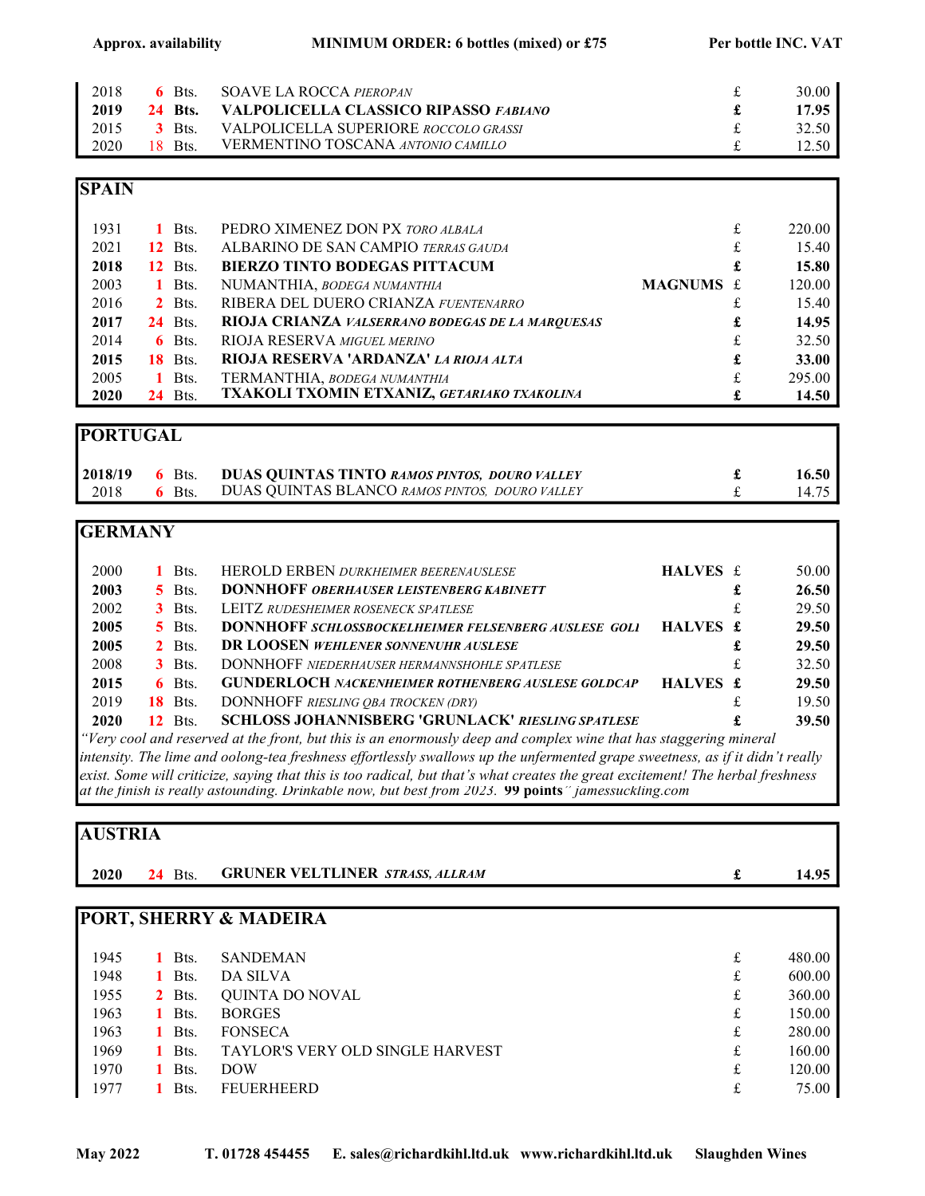| Approx. availability | | MINIMUM ORDER: 6 bottles (mixed) or £75 | | Per bottle INC. VAT |
|---|---|---|---|---|
| 2018 | 6 Bts. | SOAVE LA ROCCA *PIEROPAN* | | £ 30.00 |
| **2019** | **24 Bts.** | **VALPOLICELLA CLASSICO RIPASSO** ***FABIANO*** | | **£ 17.95** |
| 2015 | 3 Bts. | VALPOLICELLA SUPERIORE *ROCCOLO GRASSI* | | £ 32.50 |
| 2020 | 18 Bts. | VERMENTINO TOSCANA *ANTONIO CAMILLO* | | £ 12.50 |

## SPAIN

| Vintage | Qty | Wine | Format | Price |
|---|---|---|---|---|
| 1931 | 1 Bts. | PEDRO XIMENEZ DON PX *TORO ALBALA* | | £ 220.00 |
| 2021 | 12 Bts. | ALBARINO DE SAN CAMPIO *TERRAS GAUDA* | | £ 15.40 |
| **2018** | **12 Bts.** | **BIERZO TINTO BODEGAS PITTACUM** | | **£ 15.80** |
| 2003 | 1 Bts. | NUMANTHIA, *BODEGA NUMANTHIA* | **MAGNUMS** | £ 120.00 |
| 2016 | 2 Bts. | RIBERA DEL DUERO CRIANZA *FUENTENARRO* | | £ 15.40 |
| **2017** | **24 Bts.** | **RIOJA CRIANZA** ***VALSERRANO BODEGAS DE LA MARQUESAS*** | | **£ 14.95** |
| 2014 | 6 Bts. | RIOJA RESERVA *MIGUEL MERINO* | | £ 32.50 |
| **2015** | **18 Bts.** | **RIOJA RESERVA 'ARDANZA'** ***LA RIOJA ALTA*** | | **£ 33.00** |
| 2005 | 1 Bts. | TERMANTHIA, *BODEGA NUMANTHIA* | | £ 295.00 |
| **2020** | **24 Bts.** | **TXAKOLI TXOMIN ETXANIZ,** ***GETARIAKO TXAKOLINA*** | | **£ 14.50** |

## PORTUGAL

| Vintage | Qty | Wine | Price |
|---|---|---|---|
| **2018/19** | **6 Bts.** | **DUAS QUINTAS TINTO** ***RAMOS PINTOS, DOURO VALLEY*** | **£ 16.50** |
| 2018 | 6 Bts. | DUAS QUINTAS BLANCO *RAMOS PINTOS, DOURO VALLEY* | £ 14.75 |

## GERMANY

| Vintage | Qty | Wine | Format | Price |
|---|---|---|---|---|
| 2000 | 1 Bts. | HEROLD ERBEN *DURKHEIMER BEERENAUSLESE* | **HALVES** | £ 50.00 |
| **2003** | **5 Bts.** | **DONNHOFF** ***OBERHAUSER LEISTENBERG KABINETT*** | | **£ 26.50** |
| 2002 | 3 Bts. | LEITZ *RUDESHEIMER ROSENECK SPATLESE* | | £ 29.50 |
| **2005** | **5 Bts.** | **DONNHOFF** ***SCHLOSSBOCKELHEIMER FELSENBERG AUSLESE GOLD*** | **HALVES** | **£ 29.50** |
| **2005** | **2 Bts.** | **DR LOOSEN** ***WEHLENER SONNENUHR AUSLESE*** | | **£ 29.50** |
| 2008 | 3 Bts. | DONNHOFF *NIEDERHAUSER HERMANNSHOHLE SPATLESE* | | £ 32.50 |
| **2015** | **6 Bts.** | **GUNDERLOCH** ***NACKENHEIMER ROTHENBERG AUSLESE GOLDCAP*** | **HALVES** | **£ 29.50** |
| 2019 | 18 Bts. | DONNHOFF *RIESLING QBA TROCKEN (DRY)* | | £ 19.50 |
| **2020** | **12 Bts.** | **SCHLOSS JOHANNISBERG 'GRUNLACK'** ***RIESLING SPATLESE*** | | **£ 39.50** |

*"Very cool and reserved at the front, but this is an enormously deep and complex wine that has staggering mineral intensity. The lime and oolong-tea freshness effortlessly swallows up the unfermented grape sweetness, as if it didn't really exist. Some will criticize, saying that this is too radical, but that's what creates the great excitement! The herbal freshness at the finish is really astounding. Drinkable now, but best from 2023.* **99 points**" *jamessuckling.com*

## AUSTRIA

| Vintage | Qty | Wine | Price |
|---|---|---|---|
| **2020** | **24 Bts.** | **GRUNER VELTLINER** ***STRASS, ALLRAM*** | **£ 14.95** |

## PORT, SHERRY & MADEIRA

| Vintage | Qty | Wine | Price |
|---|---|---|---|
| 1945 | 1 Bts. | SANDEMAN | £ 480.00 |
| 1948 | 1 Bts. | DA SILVA | £ 600.00 |
| 1955 | 2 Bts. | QUINTA DO NOVAL | £ 360.00 |
| 1963 | 1 Bts. | BORGES | £ 150.00 |
| 1963 | 1 Bts. | FONSECA | £ 280.00 |
| 1969 | 1 Bts. | TAYLOR'S VERY OLD SINGLE HARVEST | £ 160.00 |
| 1970 | 1 Bts. | DOW | £ 120.00 |
| 1977 | 1 Bts. | FEUERHEERD | £ 75.00 |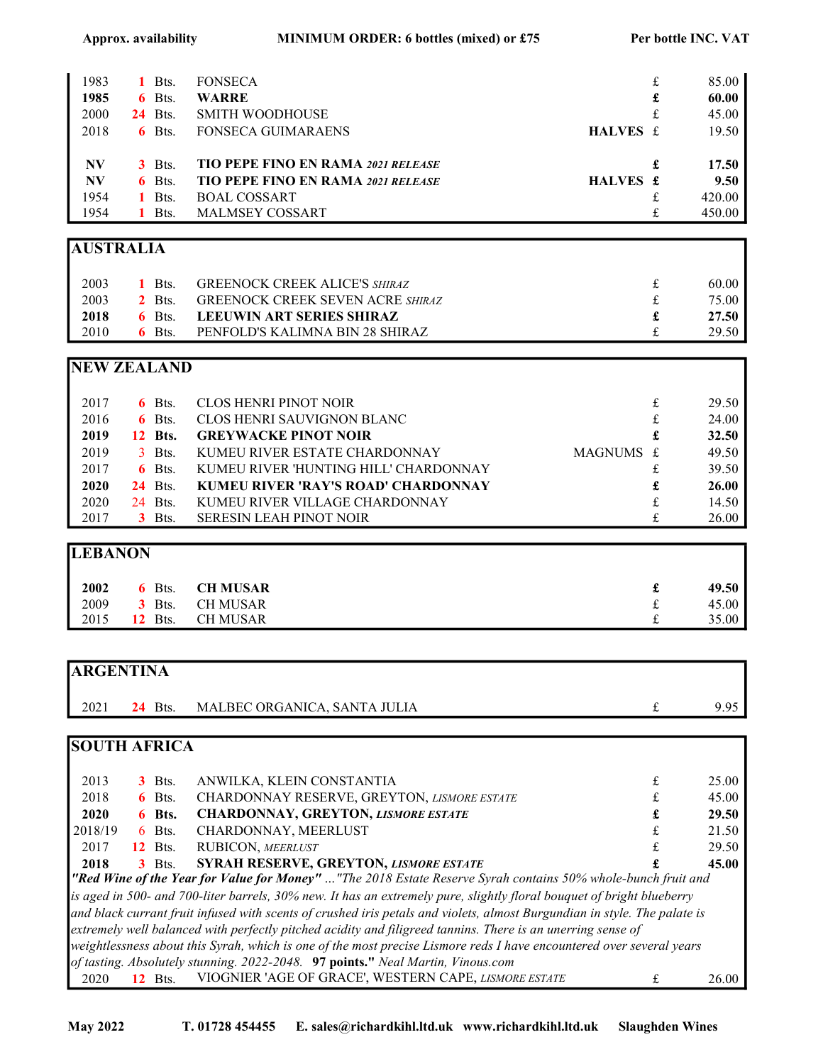Approx. availability | MINIMUM ORDER: 6 bottles (mixed) or £75 | Per bottle INC. VAT

| Vintage | Qty | | Wine | Format | | Price |
|---|---|---|---|---|---|---|
| 1983 | 1 | Bts. | FONSECA | | £ | 85.00 |
| **1985** | **6** | **Bts.** | **WARRE** | | **£** | **60.00** |
| 2000 | 24 | Bts. | SMITH WOODHOUSE | | £ | 45.00 |
| 2018 | 6 | Bts. | FONSECA GUIMARAENS | HALVES | £ | 19.50 |
| **NV** | **3** | **Bts.** | **TIO PEPE FINO EN RAMA *2021 RELEASE*** | | **£** | **17.50** |
| **NV** | **6** | **Bts.** | **TIO PEPE FINO EN RAMA *2021 RELEASE*** | **HALVES** | **£** | **9.50** |
| 1954 | 1 | Bts. | BOAL COSSART | | £ | 420.00 |
| 1954 | 1 | Bts. | MALMSEY COSSART | | £ | 450.00 |

## AUSTRALIA

| Vintage | Qty | | Wine | | Price |
|---|---|---|---|---|---|
| 2003 | 1 | Bts. | GREENOCK CREEK ALICE'S *SHIRAZ* | £ | 60.00 |
| 2003 | 2 | Bts. | GREENOCK CREEK SEVEN ACRE *SHIRAZ* | £ | 75.00 |
| **2018** | **6** | **Bts.** | **LEEUWIN ART SERIES SHIRAZ** | **£** | **27.50** |
| 2010 | 6 | Bts. | PENFOLD'S KALIMNA BIN 28 SHIRAZ | £ | 29.50 |

## NEW ZEALAND

| Vintage | Qty | | Wine | Format | | Price |
|---|---|---|---|---|---|---|
| 2017 | 6 | Bts. | CLOS HENRI PINOT NOIR | | £ | 29.50 |
| 2016 | 6 | Bts. | CLOS HENRI SAUVIGNON BLANC | | £ | 24.00 |
| **2019** | **12** | **Bts.** | **GREYWACKE PINOT NOIR** | | **£** | **32.50** |
| 2019 | 3 | Bts. | KUMEU RIVER ESTATE CHARDONNAY | MAGNUMS | £ | 49.50 |
| 2017 | 6 | Bts. | KUMEU RIVER 'HUNTING HILL' CHARDONNAY | | £ | 39.50 |
| **2020** | **24** | **Bts.** | **KUMEU RIVER 'RAY'S ROAD' CHARDONNAY** | | **£** | **26.00** |
| 2020 | 24 | Bts. | KUMEU RIVER VILLAGE CHARDONNAY | | £ | 14.50 |
| 2017 | 3 | Bts. | SERESIN LEAH PINOT NOIR | | £ | 26.00 |

## LEBANON

| Vintage | Qty | | Wine | | Price |
|---|---|---|---|---|---|
| **2002** | **6** | **Bts.** | **CH MUSAR** | **£** | **49.50** |
| 2009 | 3 | Bts. | CH MUSAR | £ | 45.00 |
| 2015 | 12 | Bts. | CH MUSAR | £ | 35.00 |

## ARGENTINA

| Vintage | Qty | | Wine | | Price |
|---|---|---|---|---|---|
| 2021 | 24 | Bts. | MALBEC ORGANICA, SANTA JULIA | £ | 9.95 |

## SOUTH AFRICA

| Vintage | Qty | | Wine | | Price |
|---|---|---|---|---|---|
| 2013 | 3 | Bts. | ANWILKA, KLEIN CONSTANTIA | £ | 25.00 |
| 2018 | 6 | Bts. | CHARDONNAY RESERVE, GREYTON, *LISMORE ESTATE* | £ | 45.00 |
| **2020** | **6** | **Bts.** | **CHARDONNAY, GREYTON, *LISMORE ESTATE*** | **£** | **29.50** |
| 2018/19 | 6 | Bts. | CHARDONNAY, MEERLUST | £ | 21.50 |
| 2017 | 12 | Bts. | RUBICON, *MEERLUST* | £ | 29.50 |
| **2018** | **3** | **Bts.** | **SYRAH RESERVE, GREYTON, *LISMORE ESTATE*** | **£** | **45.00** |

***"Red Wine of the Year for Value for Money"*** *..."The 2018 Estate Reserve Syrah contains 50% whole-bunch fruit and is aged in 500- and 700-liter barrels, 30% new. It has an extremely pure, slightly floral bouquet of bright blueberry and black currant fruit infused with scents of crushed iris petals and violets, almost Burgundian in style. The palate is extremely well balanced with perfectly pitched acidity and filigreed tannins. There is an unerring sense of weightlessness about this Syrah, which is one of the most precise Lismore reds I have encountered over several years of tasting. Absolutely stunning. 2022-2048.* **97 points."** *Neal Martin, Vinous.com*

| Vintage | Qty | | Wine | | Price |
|---|---|---|---|---|---|
| 2020 | 12 | Bts. | VIOGNIER 'AGE OF GRACE', WESTERN CAPE, *LISMORE ESTATE* | £ | 26.00 |

May 2022 T. 01728 454455 E. sales@richardkihl.ltd.uk www.richardkihl.ltd.uk Slaughden Wines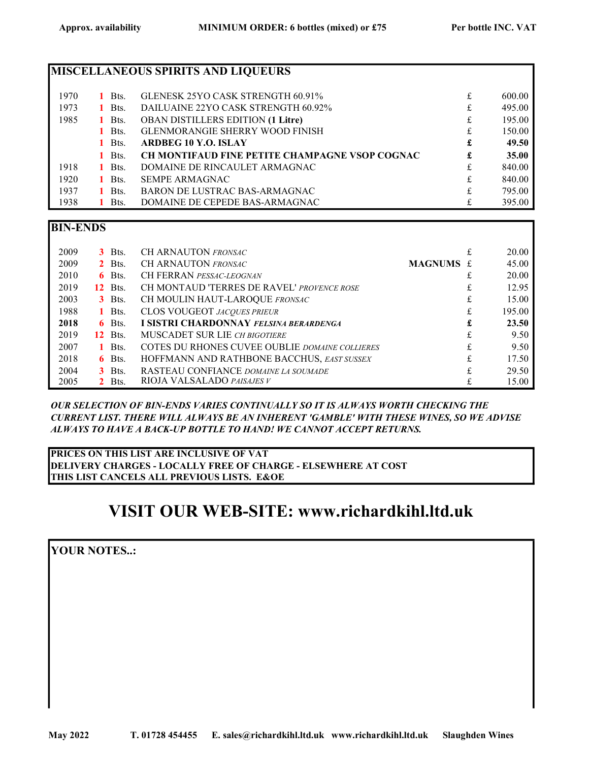Approx. availability | MINIMUM ORDER: 6 bottles (mixed) or £75 | Per bottle INC. VAT

## MISCELLANEOUS SPIRITS AND LIQUEURS

| | | | | | |
|---|---|---|---|---|---|
| 1970 | 1 | Bts. | GLENESK 25YO CASK STRENGTH 60.91% | £ | 600.00 |
| 1973 | 1 | Bts. | DAILUAINE 22YO CASK STRENGTH 60.92% | £ | 495.00 |
| 1985 | 1 | Bts. | OBAN DISTILLERS EDITION **(1 Litre)** | £ | 195.00 |
| | 1 | Bts. | GLENMORANGIE SHERRY WOOD FINISH | £ | 150.00 |
| | 1 | Bts. | **ARDBEG 10 Y.O. ISLAY** | **£** | **49.50** |
| | 1 | Bts. | **CH MONTIFAUD FINE PETITE CHAMPAGNE VSOP COGNAC** | **£** | **35.00** |
| 1918 | 1 | Bts. | DOMAINE DE RINCAULET ARMAGNAC | £ | 840.00 |
| 1920 | 1 | Bts. | SEMPE ARMAGNAC | £ | 840.00 |
| 1937 | 1 | Bts. | BARON DE LUSTRAC BAS-ARMAGNAC | £ | 795.00 |
| 1938 | 1 | Bts. | DOMAINE DE CEPEDE BAS-ARMAGNAC | £ | 395.00 |

## BIN-ENDS

| | | | | | | |
|---|---|---|---|---|---|---|
| 2009 | 3 | Bts. | CH ARNAUTON *FRONSAC* | | £ | 20.00 |
| 2009 | 2 | Bts. | CH ARNAUTON *FRONSAC* | **MAGNUMS** | £ | 45.00 |
| 2010 | 6 | Bts. | CH FERRAN *PESSAC-LEOGNAN* | | £ | 20.00 |
| 2019 | 12 | Bts. | CH MONTAUD 'TERRES DE RAVEL' *PROVENCE ROSE* | | £ | 12.95 |
| 2003 | 3 | Bts. | CH MOULIN HAUT-LAROQUE *FRONSAC* | | £ | 15.00 |
| 1988 | 1 | Bts. | CLOS VOUGEOT *JACQUES PRIEUR* | | £ | 195.00 |
| **2018** | 6 | Bts. | **I SISTRI CHARDONNAY *FELSINA BERARDENGA*** | | **£** | **23.50** |
| 2019 | 12 | Bts. | MUSCADET SUR LIE *CH BIGOTIERE* | | £ | 9.50 |
| 2007 | 1 | Bts. | COTES DU RHONES CUVEE OUBLIE *DOMAINE COLLIERES* | | £ | 9.50 |
| 2018 | 6 | Bts. | HOFFMANN AND RATHBONE BACCHUS, *EAST SUSSEX* | | £ | 17.50 |
| 2004 | 3 | Bts. | RASTEAU CONFIANCE *DOMAINE LA SOUMADE* | | £ | 29.50 |
| 2005 | 2 | Bts. | RIOJA VALSALADO *PAISAJES V* | | £ | 15.00 |

***OUR SELECTION OF BIN-ENDS VARIES CONTINUALLY SO IT IS ALWAYS WORTH CHECKING THE CURRENT LIST. THERE WILL ALWAYS BE AN INHERENT 'GAMBLE' WITH THESE WINES, SO WE ADVISE ALWAYS TO HAVE A BACK-UP BOTTLE TO HAND! WE CANNOT ACCEPT RETURNS.***

**PRICES ON THIS LIST ARE INCLUSIVE OF VAT**
**DELIVERY CHARGES - LOCALLY FREE OF CHARGE - ELSEWHERE AT COST**
**THIS LIST CANCELS ALL PREVIOUS LISTS. E&OE**

# VISIT OUR WEB-SITE: www.richardkihl.ltd.uk

**YOUR NOTES..:**

**May 2022** **T. 01728 454455** **E. sales@richardkihl.ltd.uk** **www.richardkihl.ltd.uk** **Slaughden Wines**